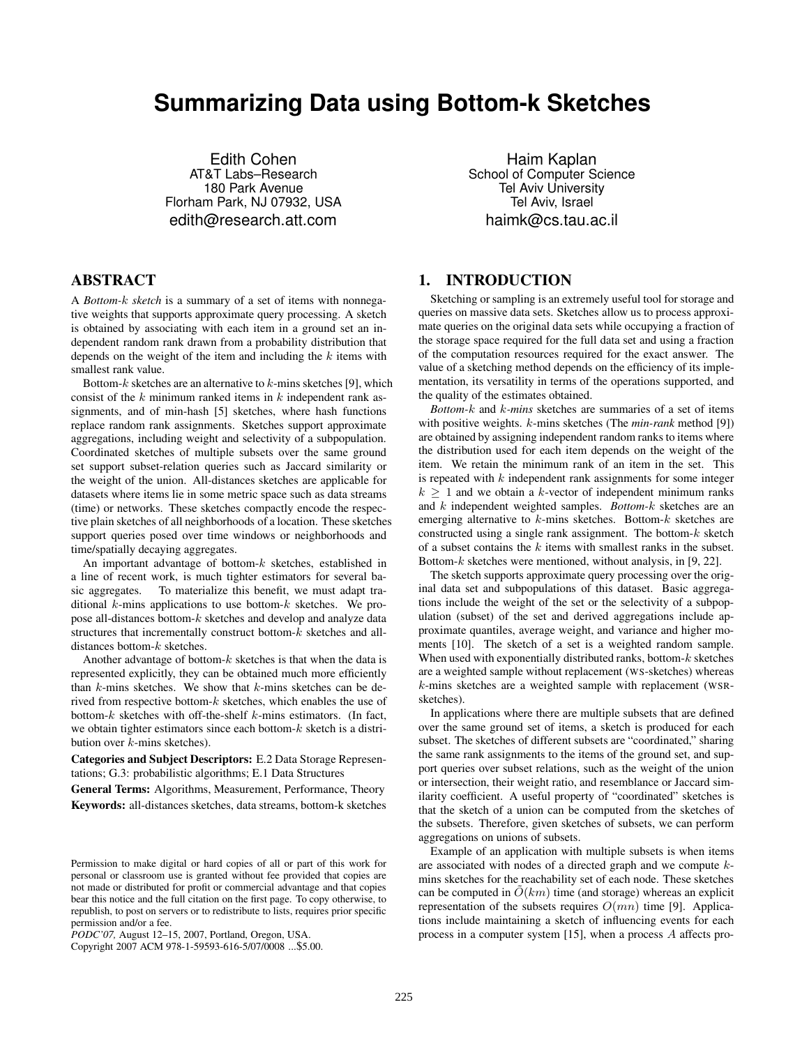# Summarizing Data using Bottom-k Sketches

Edith Cohen
AT&T Labs–Research
180 Park Avenue
Florham Park, NJ 07932, USA
edith@research.att.com

Haim Kaplan
School of Computer Science
Tel Aviv University
Tel Aviv, Israel
haimk@cs.tau.ac.il

## ABSTRACT

A *Bottom-$k$ sketch* is a summary of a set of items with nonnegative weights that supports approximate query processing. A sketch is obtained by associating with each item in a ground set an independent random rank drawn from a probability distribution that depends on the weight of the item and including the $k$ items with smallest rank value.

Bottom-$k$ sketches are an alternative to $k$-mins sketches [9], which consist of the $k$ minimum ranked items in $k$ independent rank assignments, and of min-hash [5] sketches, where hash functions replace random rank assignments. Sketches support approximate aggregations, including weight and selectivity of a subpopulation. Coordinated sketches of multiple subsets over the same ground set support subset-relation queries such as Jaccard similarity or the weight of the union. All-distances sketches are applicable for datasets where items lie in some metric space such as data streams (time) or networks. These sketches compactly encode the respective plain sketches of all neighborhoods of a location. These sketches support queries posed over time windows or neighborhoods and time/spatially decaying aggregates.

An important advantage of bottom-$k$ sketches, established in a line of recent work, is much tighter estimators for several basic aggregates. To materialize this benefit, we must adapt traditional $k$-mins applications to use bottom-$k$ sketches. We propose all-distances bottom-$k$ sketches and develop and analyze data structures that incrementally construct bottom-$k$ sketches and all-distances bottom-$k$ sketches.

Another advantage of bottom-$k$ sketches is that when the data is represented explicitly, they can be obtained much more efficiently than $k$-mins sketches. We show that $k$-mins sketches can be derived from respective bottom-$k$ sketches, which enables the use of bottom-$k$ sketches with off-the-shelf $k$-mins estimators. (In fact, we obtain tighter estimators since each bottom-$k$ sketch is a distribution over $k$-mins sketches).

**Categories and Subject Descriptors:** E.2 Data Storage Representations; G.3: probabilistic algorithms; E.1 Data Structures

**General Terms:** Algorithms, Measurement, Performance, Theory

**Keywords:** all-distances sketches, data streams, bottom-k sketches

Permission to make digital or hard copies of all or part of this work for personal or classroom use is granted without fee provided that copies are not made or distributed for profit or commercial advantage and that copies bear this notice and the full citation on the first page. To copy otherwise, to republish, to post on servers or to redistribute to lists, requires prior specific permission and/or a fee.
*PODC'07*, August 12–15, 2007, Portland, Oregon, USA.
Copyright 2007 ACM 978-1-59593-616-5/07/0008 ...$5.00.

## 1. INTRODUCTION

Sketching or sampling is an extremely useful tool for storage and queries on massive data sets. Sketches allow us to process approximate queries on the original data sets while occupying a fraction of the storage space required for the full data set and using a fraction of the computation resources required for the exact answer. The value of a sketching method depends on the efficiency of its implementation, its versatility in terms of the operations supported, and the quality of the estimates obtained.

*Bottom-$k$* and *$k$-mins* sketches are summaries of a set of items with positive weights. $k$-mins sketches (The *min-rank* method [9]) are obtained by assigning independent random ranks to items where the distribution used for each item depends on the weight of the item. We retain the minimum rank of an item in the set. This is repeated with $k$ independent rank assignments for some integer $k \geq 1$ and we obtain a $k$-vector of independent minimum ranks and $k$ independent weighted samples. *Bottom-$k$* sketches are an emerging alternative to $k$-mins sketches. Bottom-$k$ sketches are constructed using a single rank assignment. The bottom-$k$ sketch of a subset contains the $k$ items with smallest ranks in the subset. Bottom-$k$ sketches were mentioned, without analysis, in [9, 22].

The sketch supports approximate query processing over the original data set and subpopulations of this dataset. Basic aggregations include the weight of the set or the selectivity of a subpopulation (subset) of the set and derived aggregations include approximate quantiles, average weight, and variance and higher moments [10]. The sketch of a set is a weighted random sample. When used with exponentially distributed ranks, bottom-$k$ sketches are a weighted sample without replacement (WS-sketches) whereas $k$-mins sketches are a weighted sample with replacement (WSR-sketches).

In applications where there are multiple subsets that are defined over the same ground set of items, a sketch is produced for each subset. The sketches of different subsets are "coordinated," sharing the same rank assignments to the items of the ground set, and support queries over subset relations, such as the weight of the union or intersection, their weight ratio, and resemblance or Jaccard similarity coefficient. A useful property of "coordinated" sketches is that the sketch of a union can be computed from the sketches of the subsets. Therefore, given sketches of subsets, we can perform aggregations on unions of subsets.

Example of an application with multiple subsets is when items are associated with nodes of a directed graph and we compute $k$-mins sketches for the reachability set of each node. These sketches can be computed in $\tilde{O}(km)$ time (and storage) whereas an explicit representation of the subsets requires $O(mn)$ time [9]. Applications include maintaining a sketch of influencing events for each process in a computer system [15], when a process $A$ affects pro-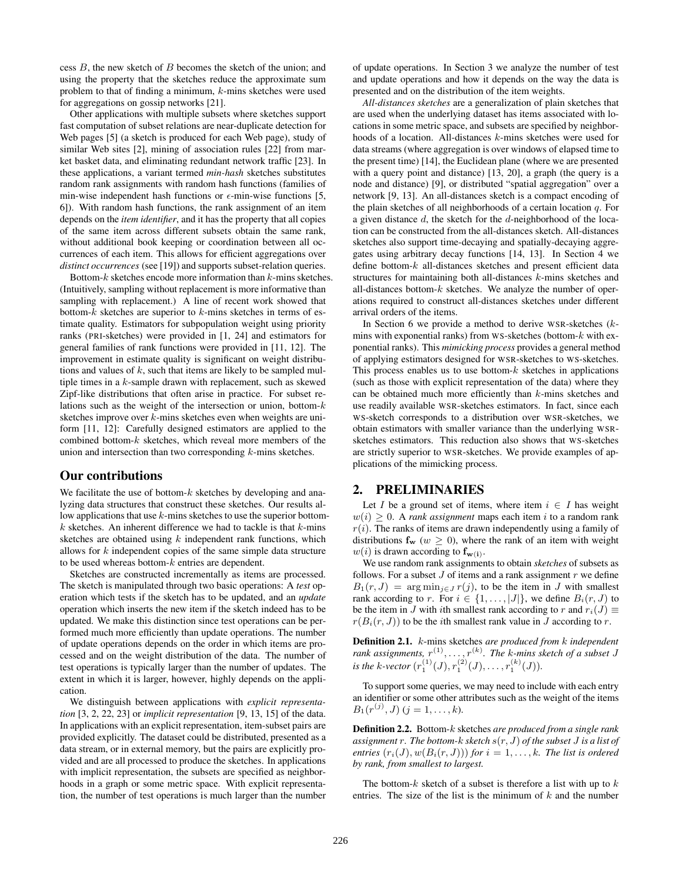cess $B$, the new sketch of $B$ becomes the sketch of the union; and using the property that the sketches reduce the approximate sum problem to that of finding a minimum, $k$-mins sketches were used for aggregations on gossip networks [21].

Other applications with multiple subsets where sketches support fast computation of subset relations are near-duplicate detection for Web pages [5] (a sketch is produced for each Web page), study of similar Web sites [2], mining of association rules [22] from market basket data, and eliminating redundant network traffic [23]. In these applications, a variant termed *min-hash* sketches substitutes random rank assignments with random hash functions (families of min-wise independent hash functions or $\epsilon$-min-wise functions [5, 6]). With random hash functions, the rank assignment of an item depends on the *item identifier*, and it has the property that all copies of the same item across different subsets obtain the same rank, without additional book keeping or coordination between all occurrences of each item. This allows for efficient aggregations over *distinct occurrences* (see [19]) and supports subset-relation queries.

Bottom-$k$ sketches encode more information than $k$-mins sketches. (Intuitively, sampling without replacement is more informative than sampling with replacement.) A line of recent work showed that bottom-$k$ sketches are superior to $k$-mins sketches in terms of estimate quality. Estimators for subpopulation weight using priority ranks (PRI-sketches) were provided in [1, 24] and estimators for general families of rank functions were provided in [11, 12]. The improvement in estimate quality is significant on weight distributions and values of $k$, such that items are likely to be sampled multiple times in a $k$-sample drawn with replacement, such as skewed Zipf-like distributions that often arise in practice. For subset relations such as the weight of the intersection or union, bottom-$k$ sketches improve over $k$-mins sketches even when weights are uniform [11, 12]: Carefully designed estimators are applied to the combined bottom-$k$ sketches, which reveal more members of the union and intersection than two corresponding $k$-mins sketches.

## Our contributions

We facilitate the use of bottom-$k$ sketches by developing and analyzing data structures that construct these sketches. Our results allow applications that use $k$-mins sketches to use the superior bottom-$k$ sketches. An inherent difference we had to tackle is that $k$-mins sketches are obtained using $k$ independent rank functions, which allows for $k$ independent copies of the same simple data structure to be used whereas bottom-$k$ entries are dependent.

Sketches are constructed incrementally as items are processed. The sketch is manipulated through two basic operations: A *test* operation which tests if the sketch has to be updated, and an *update* operation which inserts the new item if the sketch indeed has to be updated. We make this distinction since test operations can be performed much more efficiently than update operations. The number of update operations depends on the order in which items are processed and on the weight distribution of the data. The number of test operations is typically larger than the number of updates. The extent in which it is larger, however, highly depends on the application.

We distinguish between applications with *explicit representation* [3, 2, 22, 23] or *implicit representation* [9, 13, 15] of the data. In applications with an explicit representation, item-subset pairs are provided explicitly. The dataset could be distributed, presented as a data stream, or in external memory, but the pairs are explicitly provided and are all processed to produce the sketches. In applications with implicit representation, the subsets are specified as neighborhoods in a graph or some metric space. With explicit representation, the number of test operations is much larger than the number of update operations. In Section 3 we analyze the number of test and update operations and how it depends on the way the data is presented and on the distribution of the item weights.

*All-distances sketches* are a generalization of plain sketches that are used when the underlying dataset has items associated with locations in some metric space, and subsets are specified by neighborhoods of a location. All-distances $k$-mins sketches were used for data streams (where aggregation is over windows of elapsed time to the present time) [14], the Euclidean plane (where we are presented with a query point and distance) [13, 20], a graph (the query is a node and distance) [9], or distributed "spatial aggregation" over a network [9, 13]. An all-distances sketch is a compact encoding of the plain sketches of all neighborhoods of a certain location $q$. For a given distance $d$, the sketch for the $d$-neighborhood of the location can be constructed from the all-distances sketch. All-distances sketches also support time-decaying and spatially-decaying aggregates using arbitrary decay functions [14, 13]. In Section 4 we define bottom-$k$ all-distances sketches and present efficient data structures for maintaining both all-distances $k$-mins sketches and all-distances bottom-$k$ sketches. We analyze the number of operations required to construct all-distances sketches under different arrival orders of the items.

In Section 6 we provide a method to derive WSR-sketches ($k$-mins with exponential ranks) from WS-sketches (bottom-$k$ with exponential ranks). This *mimicking process* provides a general method of applying estimators designed for WSR-sketches to WS-sketches. This process enables us to use bottom-$k$ sketches in applications (such as those with explicit representation of the data) where they can be obtained much more efficiently than $k$-mins sketches and use readily available WSR-sketches estimators. In fact, since each WS-sketch corresponds to a distribution over WSR-sketches, we obtain estimators with smaller variance than the underlying WSR-sketches estimators. This reduction also shows that WS-sketches are strictly superior to WSR-sketches. We provide examples of applications of the mimicking process.

## 2. PRELIMINARIES

Let $I$ be a ground set of items, where item $i \in I$ has weight $w(i) \geq 0$. A *rank assignment* maps each item $i$ to a random rank $r(i)$. The ranks of items are drawn independently using a family of distributions $\mathbf{f_w}$ ($w \geq 0$), where the rank of an item with weight $w(i)$ is drawn according to $\mathbf{f_{w(i)}}$.

We use random rank assignments to obtain *sketches* of subsets as follows. For a subset $J$ of items and a rank assignment $r$ we define $B_1(r, J) = \arg\min_{j \in J} r(j)$, to be the item in $J$ with smallest rank according to $r$. For $i \in \{1, \ldots, |J|\}$, we define $B_i(r, J)$ to be the item in $J$ with $i$th smallest rank according to $r$ and $r_i(J) \equiv r(B_i(r, J))$ to be the $i$th smallest rank value in $J$ according to $r$.

**Definition 2.1.** $k$-mins sketches *are produced from $k$ independent rank assignments, $r^{(1)}, \ldots, r^{(k)}$. The $k$-mins sketch of a subset $J$ is the $k$-vector $(r_1^{(1)}(J), r_1^{(2)}(J), \ldots, r_1^{(k)}(J))$.*

To support some queries, we may need to include with each entry an identifier or some other attributes such as the weight of the items $B_1(r^{(j)}, J)$ ($j = 1, \ldots, k$).

**Definition 2.2.** Bottom-$k$ sketches *are produced from a single rank assignment $r$. The bottom-$k$ sketch $s(r, J)$ of the subset $J$ is a list of entries $(r_i(J), w(B_i(r, J)))$ for $i = 1, \ldots, k$. The list is ordered by rank, from smallest to largest.*

The bottom-$k$ sketch of a subset is therefore a list with up to $k$ entries. The size of the list is the minimum of $k$ and the number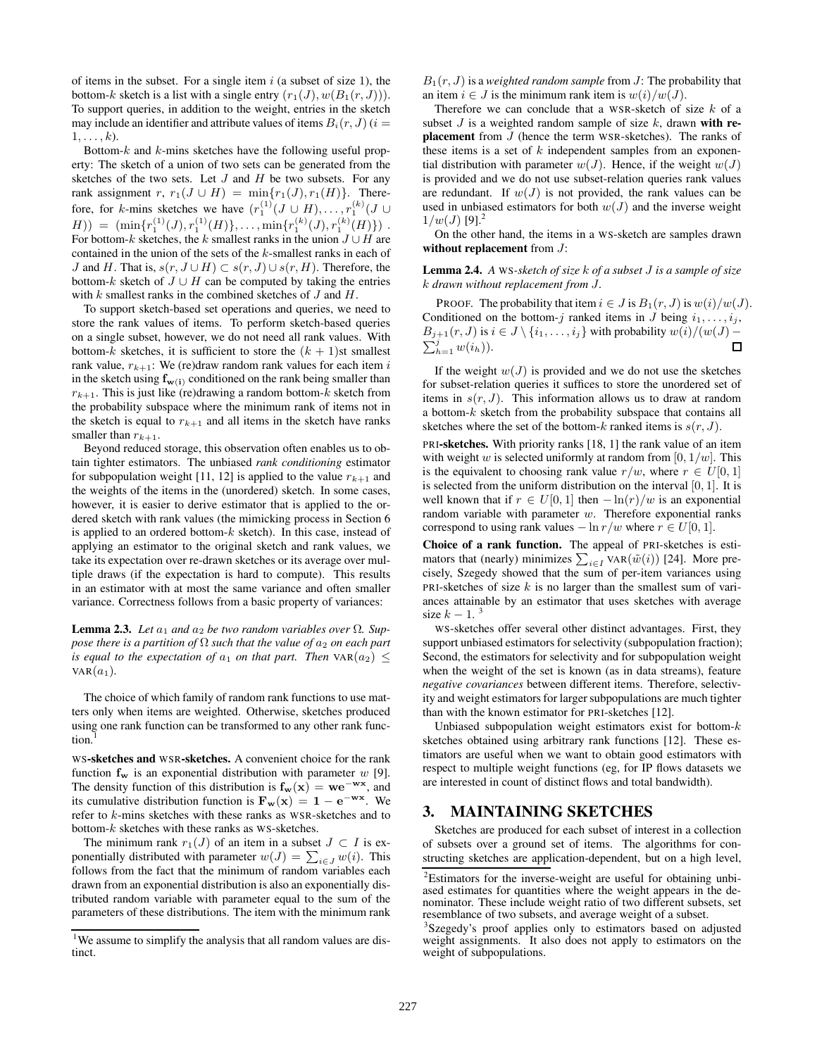of items in the subset. For a single item $i$ (a subset of size 1), the bottom-$k$ sketch is a list with a single entry $(r_1(J), w(B_1(r, J)))$. To support queries, in addition to the weight, entries in the sketch may include an identifier and attribute values of items $B_i(r, J)$ ($i = 1, \ldots, k$).

Bottom-$k$ and $k$-mins sketches have the following useful property: The sketch of a union of two sets can be generated from the sketches of the two sets. Let $J$ and $H$ be two subsets. For any rank assignment $r$, $r_1(J \cup H) = \min\{r_1(J), r_1(H)\}$. Therefore, for $k$-mins sketches we have $(r_1^{(1)}(J \cup H), \ldots, r_1^{(k)}(J \cup H)) = (\min\{r_1^{(1)}(J), r_1^{(1)}(H)\}, \ldots, \min\{r_1^{(k)}(J), r_1^{(k)}(H)\})$. For bottom-$k$ sketches, the $k$ smallest ranks in the union $J \cup H$ are contained in the union of the sets of the $k$-smallest ranks in each of $J$ and $H$. That is, $s(r, J \cup H) \subset s(r, J) \cup s(r, H)$. Therefore, the bottom-$k$ sketch of $J \cup H$ can be computed by taking the entries with $k$ smallest ranks in the combined sketches of $J$ and $H$.

To support sketch-based set operations and queries, we need to store the rank values of items. To perform sketch-based queries on a single subset, however, we do not need all rank values. With bottom-$k$ sketches, it is sufficient to store the $(k+1)$st smallest rank value, $r_{k+1}$: We (re)draw random rank values for each item $i$ in the sketch using $\mathbf{f_{w(i)}}$ conditioned on the rank being smaller than $r_{k+1}$. This is just like (re)drawing a random bottom-$k$ sketch from the probability subspace where the minimum rank of items not in the sketch is equal to $r_{k+1}$ and all items in the sketch have ranks smaller than $r_{k+1}$.

Beyond reduced storage, this observation often enables us to obtain tighter estimators. The unbiased *rank conditioning* estimator for subpopulation weight [11, 12] is applied to the value $r_{k+1}$ and the weights of the items in the (unordered) sketch. In some cases, however, it is easier to derive estimator that is applied to the ordered sketch with rank values (the mimicking process in Section 6 is applied to an ordered bottom-$k$ sketch). In this case, instead of applying an estimator to the original sketch and rank values, we take its expectation over re-drawn sketches or its average over multiple draws (if the expectation is hard to compute). This results in an estimator with at most the same variance and often smaller variance. Correctness follows from a basic property of variances:

**Lemma 2.3.** *Let $a_1$ and $a_2$ be two random variables over $\Omega$. Suppose there is a partition of $\Omega$ such that the value of $a_2$ on each part is equal to the expectation of $a_1$ on that part. Then* $\text{VAR}(a_2) \leq \text{VAR}(a_1)$.

The choice of which family of random rank functions to use matters only when items are weighted. Otherwise, sketches produced using one rank function can be transformed to any other rank function.[1]

**WS-sketches and WSR-sketches.** A convenient choice for the rank function $\mathbf{f_w}$ is an exponential distribution with parameter $w$ [9]. The density function of this distribution is $\mathbf{f_w(x) = we^{-wx}}$, and its cumulative distribution function is $\mathbf{F_w(x) = 1 - e^{-wx}}$. We refer to $k$-mins sketches with these ranks as WSR-sketches and to bottom-$k$ sketches with these ranks as WS-sketches.

The minimum rank $r_1(J)$ of an item in a subset $J \subset I$ is exponentially distributed with parameter $w(J) = \sum_{i \in J} w(i)$. This follows from the fact that the minimum of random variables each drawn from an exponential distribution is also an exponentially distributed random variable with parameter equal to the sum of the parameters of these distributions. The item with the minimum rank $B_1(r, J)$ is a *weighted random sample* from $J$: The probability that an item $i \in J$ is the minimum rank item is $w(i)/w(J)$.

Therefore we can conclude that a WSR-sketch of size $k$ of a subset $J$ is a weighted random sample of size $k$, drawn **with replacement** from $J$ (hence the term WSR-sketches). The ranks of these items is a set of $k$ independent samples from an exponential distribution with parameter $w(J)$. Hence, if the weight $w(J)$ is provided and we do not use subset-relation queries rank values are redundant. If $w(J)$ is not provided, the rank values can be used in unbiased estimators for both $w(J)$ and the inverse weight $1/w(J)$ [9].[2]

On the other hand, the items in a WS-sketch are samples drawn **without replacement** from $J$:

**Lemma 2.4.** *A WS-sketch of size $k$ of a subset $J$ is a sample of size $k$ drawn without replacement from $J$.*

PROOF. The probability that item $i \in J$ is $B_1(r, J)$ is $w(i)/w(J)$. Conditioned on the bottom-$j$ ranked items in $J$ being $i_1, \ldots, i_j$, $B_{j+1}(r, J)$ is $i \in J \setminus \{i_1, \ldots, i_j\}$ with probability $w(i)/(w(J) - \sum_{h=1}^{j} w(i_h))$. □

If the weight $w(J)$ is provided and we do not use the sketches for subset-relation queries it suffices to store the unordered set of items in $s(r, J)$. This information allows us to draw at random a bottom-$k$ sketch from the probability subspace that contains all sketches where the set of the bottom-$k$ ranked items is $s(r, J)$.

**PRI-sketches.** With priority ranks [18, 1] the rank value of an item with weight $w$ is selected uniformly at random from $[0, 1/w]$. This is the equivalent to choosing rank value $r/w$, where $r \in U[0, 1]$ is selected from the uniform distribution on the interval $[0, 1]$. It is well known that if $r \in U[0, 1]$ then $-\ln(r)/w$ is an exponential random variable with parameter $w$. Therefore exponential ranks correspond to using rank values $-\ln r/w$ where $r \in U[0, 1]$.

**Choice of a rank function.** The appeal of PRI-sketches is estimators that (nearly) minimizes $\sum_{i \in I} \text{VAR}(\tilde{w}(i))$ [24]. More precisely, Szegedy showed that the sum of per-item variances using PRI-sketches of size $k$ is no larger than the smallest sum of variances attainable by an estimator that uses sketches with average size $k - 1$.[3]

WS-sketches offer several other distinct advantages. First, they support unbiased estimators for selectivity (subpopulation fraction); Second, the estimators for selectivity and for subpopulation weight when the weight of the set is known (as in data streams), feature *negative covariances* between different items. Therefore, selectivity and weight estimators for larger subpopulations are much tighter than with the known estimator for PRI-sketches [12].

Unbiased subpopulation weight estimators exist for bottom-$k$ sketches obtained using arbitrary rank functions [12]. These estimators are useful when we want to obtain good estimators with respect to multiple weight functions (eg, for IP flows datasets we are interested in count of distinct flows and total bandwidth).

## 3. MAINTAINING SKETCHES

Sketches are produced for each subset of interest in a collection of subsets over a ground set of items. The algorithms for constructing sketches are application-dependent, but on a high level,

---

[1] We assume to simplify the analysis that all random values are distinct.

[2] Estimators for the inverse-weight are useful for obtaining unbiased estimates for quantities where the weight appears in the denominator. These include weight ratio of two different subsets, set resemblance of two subsets, and average weight of a subset.

[3] Szegedy's proof applies only to estimators based on adjusted weight assignments. It also does not apply to estimators on the weight of subpopulations.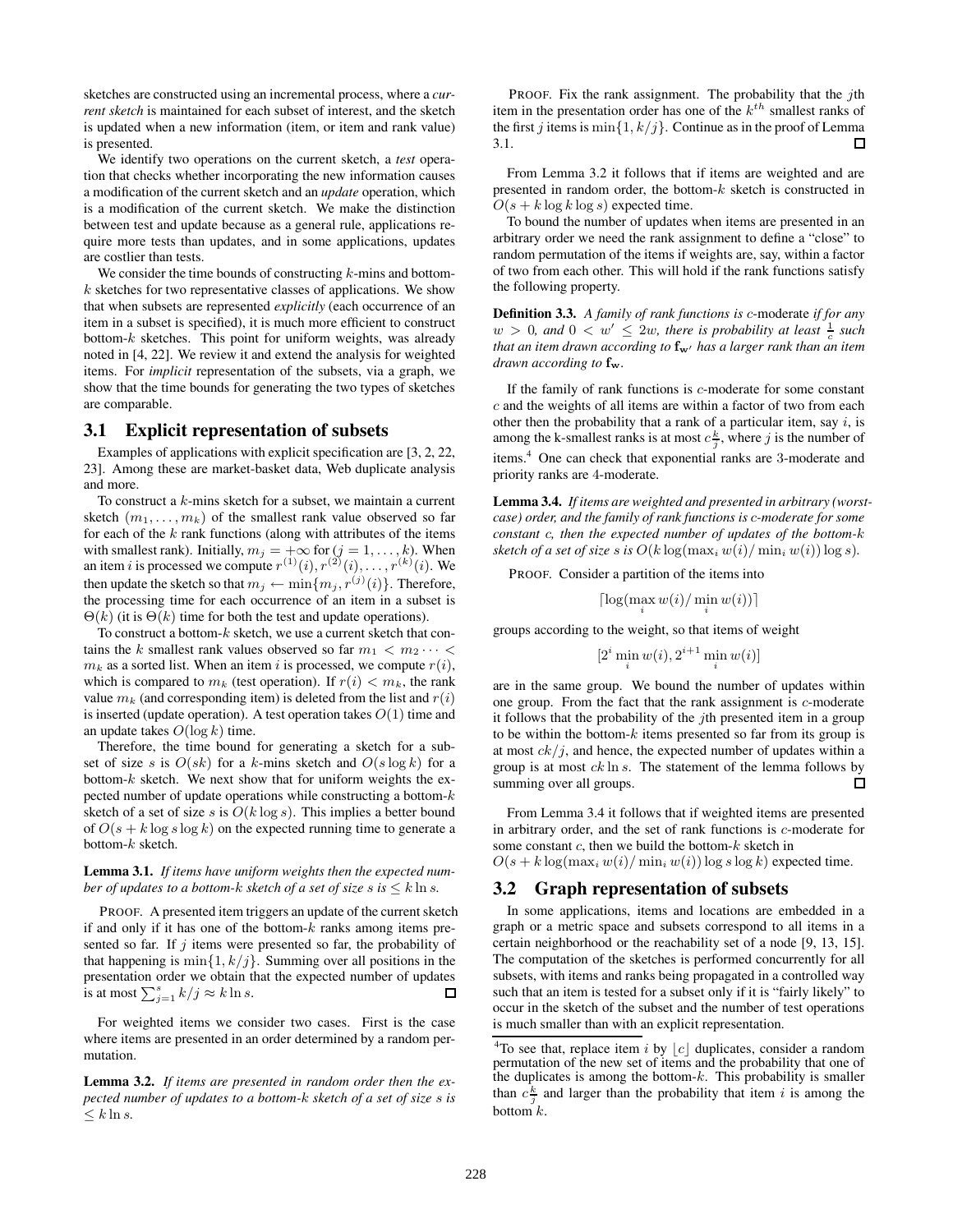sketches are constructed using an incremental process, where a *current sketch* is maintained for each subset of interest, and the sketch is updated when a new information (item, or item and rank value) is presented.

We identify two operations on the current sketch, a *test* operation that checks whether incorporating the new information causes a modification of the current sketch and an *update* operation, which is a modification of the current sketch. We make the distinction between test and update because as a general rule, applications require more tests than updates, and in some applications, updates are costlier than tests.

We consider the time bounds of constructing $k$-mins and bottom-$k$ sketches for two representative classes of applications. We show that when subsets are represented *explicitly* (each occurrence of an item in a subset is specified), it is much more efficient to construct bottom-$k$ sketches. This point for uniform weights, was already noted in [4, 22]. We review it and extend the analysis for weighted items. For *implicit* representation of the subsets, via a graph, we show that the time bounds for generating the two types of sketches are comparable.

## 3.1 Explicit representation of subsets

Examples of applications with explicit specification are [3, 2, 22, 23]. Among these are market-basket data, Web duplicate analysis and more.

To construct a $k$-mins sketch for a subset, we maintain a current sketch $(m_1, \ldots, m_k)$ of the smallest rank value observed so far for each of the $k$ rank functions (along with attributes of the items with smallest rank). Initially, $m_j = +\infty$ for $(j = 1, \ldots, k)$. When an item $i$ is processed we compute $r^{(1)}(i), r^{(2)}(i), \ldots, r^{(k)}(i)$. We then update the sketch so that $m_j \leftarrow \min\{m_j, r^{(j)}(i)\}$. Therefore, the processing time for each occurrence of an item in a subset is $\Theta(k)$ (it is $\Theta(k)$ time for both the test and update operations).

To construct a bottom-$k$ sketch, we use a current sketch that contains the $k$ smallest rank values observed so far $m_1 < m_2 \cdots < m_k$ as a sorted list. When an item $i$ is processed, we compute $r(i)$, which is compared to $m_k$ (test operation). If $r(i) < m_k$, the rank value $m_k$ (and corresponding item) is deleted from the list and $r(i)$ is inserted (update operation). A test operation takes $O(1)$ time and an update takes $O(\log k)$ time.

Therefore, the time bound for generating a sketch for a subset of size $s$ is $O(sk)$ for a $k$-mins sketch and $O(s \log k)$ for a bottom-$k$ sketch. We next show that for uniform weights the expected number of update operations while constructing a bottom-$k$ sketch of a set of size $s$ is $O(k \log s)$. This implies a better bound of $O(s + k \log s \log k)$ on the expected running time to generate a bottom-$k$ sketch.

**Lemma 3.1.** *If items have uniform weights then the expected number of updates to a bottom-k sketch of a set of size s is $\leq k \ln s$.*

PROOF. A presented item triggers an update of the current sketch if and only if it has one of the bottom-$k$ ranks among items presented so far. If $j$ items were presented so far, the probability of that happening is $\min\{1, k/j\}$. Summing over all positions in the presentation order we obtain that the expected number of updates is at most $\sum_{j=1}^{s} k/j \approx k \ln s$. □

For weighted items we consider two cases. First is the case where items are presented in an order determined by a random permutation.

**Lemma 3.2.** *If items are presented in random order then the expected number of updates to a bottom-k sketch of a set of size s is $\leq k \ln s$.*

PROOF. Fix the rank assignment. The probability that the $j$th item in the presentation order has one of the $k^{th}$ smallest ranks of the first $j$ items is $\min\{1, k/j\}$. Continue as in the proof of Lemma 3.1. □

From Lemma 3.2 it follows that if items are weighted and are presented in random order, the bottom-$k$ sketch is constructed in $O(s + k \log k \log s)$ expected time.

To bound the number of updates when items are presented in an arbitrary order we need the rank assignment to define a "close" to random permutation of the items if weights are, say, within a factor of two from each other. This will hold if the rank functions satisfy the following property.

**Definition 3.3.** *A family of rank functions is c-moderate if for any $w > 0$, and $0 < w' \leq 2w$, there is probability at least $\frac{1}{c}$ such that an item drawn according to $\mathbf{f}_{\mathbf{w}'}$ has a larger rank than an item drawn according to $\mathbf{f}_{\mathbf{w}}$.*

If the family of rank functions is $c$-moderate for some constant $c$ and the weights of all items are within a factor of two from each other then the probability that a rank of a particular item, say $i$, is among the k-smallest ranks is at most $c\frac{k}{j}$, where $j$ is the number of items.[4] One can check that exponential ranks are 3-moderate and priority ranks are 4-moderate.

**Lemma 3.4.** *If items are weighted and presented in arbitrary (worst-case) order, and the family of rank functions is c-moderate for some constant c, then the expected number of updates of the bottom-k sketch of a set of size s is $O(k \log(\max_i w(i)/\min_i w(i)) \log s)$.*

PROOF. Consider a partition of the items into

$$\lceil \log(\max_i w(i)/\min_i w(i)) \rceil$$

groups according to the weight, so that items of weight

$$[2^i \min_i w(i), 2^{i+1} \min_i w(i)]$$

are in the same group. We bound the number of updates within one group. From the fact that the rank assignment is $c$-moderate it follows that the probability of the $j$th presented item in a group to be within the bottom-$k$ items presented so far from its group is at most $ck/j$, and hence, the expected number of updates within a group is at most $ck \ln s$. The statement of the lemma follows by summing over all groups. □

From Lemma 3.4 it follows that if weighted items are presented in arbitrary order, and the set of rank functions is $c$-moderate for some constant $c$, then we build the bottom-$k$ sketch in $O(s + k \log(\max_i w(i)/\min_i w(i)) \log s \log k)$ expected time.

## 3.2 Graph representation of subsets

In some applications, items and locations are embedded in a graph or a metric space and subsets correspond to all items in a certain neighborhood or the reachability set of a node [9, 13, 15]. The computation of the sketches is performed concurrently for all subsets, with items and ranks being propagated in a controlled way such that an item is tested for a subset only if it is "fairly likely" to occur in the sketch of the subset and the number of test operations is much smaller than with an explicit representation.

[4] To see that, replace item $i$ by $\lfloor c \rfloor$ duplicates, consider a random permutation of the new set of items and the probability that one of the duplicates is among the bottom-$k$. This probability is smaller than $c\frac{k}{j}$ and larger than the probability that item $i$ is among the bottom $k$.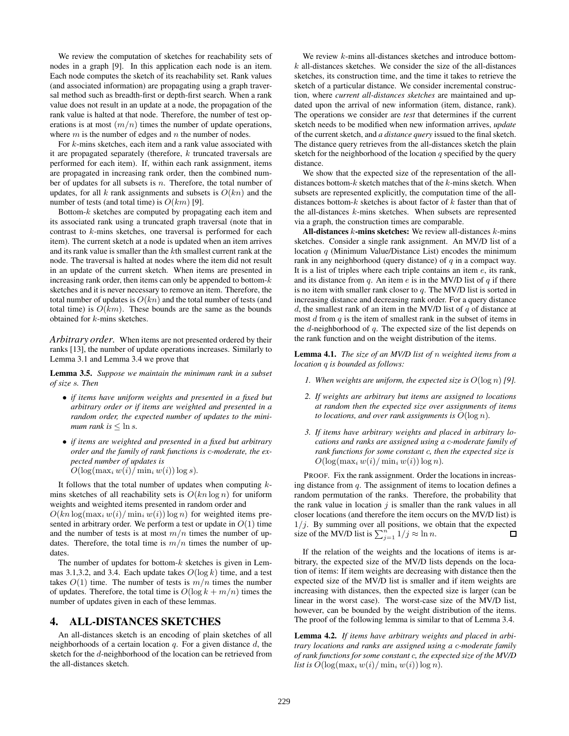We review the computation of sketches for reachability sets of nodes in a graph [9]. In this application each node is an item. Each node computes the sketch of its reachability set. Rank values (and associated information) are propagating using a graph traversal method such as breadth-first or depth-first search. When a rank value does not result in an update at a node, the propagation of the rank value is halted at that node. Therefore, the number of test operations is at most $(m/n)$ times the number of update operations, where $m$ is the number of edges and $n$ the number of nodes.

For $k$-mins sketches, each item and a rank value associated with it are propagated separately (therefore, $k$ truncated traversals are performed for each item). If, within each rank assignment, items are propagated in increasing rank order, then the combined number of updates for all subsets is $n$. Therefore, the total number of updates, for all $k$ rank assignments and subsets is $O(kn)$ and the number of tests (and total time) is $O(km)$ [9].

Bottom-$k$ sketches are computed by propagating each item and its associated rank using a truncated graph traversal (note that in contrast to $k$-mins sketches, one traversal is performed for each item). The current sketch at a node is updated when an item arrives and its rank value is smaller than the $k$th smallest current rank at the node. The traversal is halted at nodes where the item did not result in an update of the current sketch. When items are presented in increasing rank order, then items can only be appended to bottom-$k$ sketches and it is never necessary to remove an item. Therefore, the total number of updates is $O(kn)$ and the total number of tests (and total time) is $O(km)$. These bounds are the same as the bounds obtained for $k$-mins sketches.

*Arbitrary order.* When items are not presented ordered by their ranks [13], the number of update operations increases. Similarly to Lemma 3.1 and Lemma 3.4 we prove that

**Lemma 3.5.** *Suppose we maintain the minimum rank in a subset of size $s$. Then*

- *if items have uniform weights and presented in a fixed but arbitrary order or if items are weighted and presented in a random order, the expected number of updates to the minimum rank is $\leq \ln s$.*
- *if items are weighted and presented in a fixed but arbitrary order and the family of rank functions is $c$-moderate, the expected number of updates is* $O(\log(\max_i w(i)/\min_i w(i)) \log s)$.

It follows that the total number of updates when computing $k$-mins sketches of all reachability sets is $O(kn \log n)$ for uniform weights and weighted items presented in random order and $O(kn \log(\max_i w(i)/\min_i w(i)) \log n)$ for weighted items presented in arbitrary order. We perform a test or update in $O(1)$ time and the number of tests is at most $m/n$ times the number of updates. Therefore, the total time is $m/n$ times the number of updates.

The number of updates for bottom-$k$ sketches is given in Lemmas 3.1,3.2, and 3.4. Each update takes $O(\log k)$ time, and a test takes $O(1)$ time. The number of tests is $m/n$ times the number of updates. Therefore, the total time is $O(\log k + m/n)$ times the number of updates given in each of these lemmas.

## 4. ALL-DISTANCES SKETCHES

An all-distances sketch is an encoding of plain sketches of all neighborhoods of a certain location $q$. For a given distance $d$, the sketch for the $d$-neighborhood of the location can be retrieved from the all-distances sketch.

We review $k$-mins all-distances sketches and introduce bottom-$k$ all-distances sketches. We consider the size of the all-distances sketches, its construction time, and the time it takes to retrieve the sketch of a particular distance. We consider incremental construction, where *current all-distances sketches* are maintained and updated upon the arrival of new information (item, distance, rank). The operations we consider are *test* that determines if the current sketch needs to be modified when new information arrives, *update* of the current sketch, and *a distance query* issued to the final sketch. The distance query retrieves from the all-distances sketch the plain sketch for the neighborhood of the location $q$ specified by the query distance.

We show that the expected size of the representation of the all-distances bottom-$k$ sketch matches that of the $k$-mins sketch. When subsets are represented explicitly, the computation time of the all-distances bottom-$k$ sketches is about factor of $k$ faster than that of the all-distances $k$-mins sketches. When subsets are represented via a graph, the construction times are comparable.

**All-distances $k$-mins sketches:** We review all-distances $k$-mins sketches. Consider a single rank assignment. An MV/D list of a location $q$ (Minimum Value/Distance List) encodes the minimum rank in any neighborhood (query distance) of $q$ in a compact way. It is a list of triples where each triple contains an item $e$, its rank, and its distance from $q$. An item $e$ is in the MV/D list of $q$ if there is no item with smaller rank closer to $q$. The MV/D list is sorted in increasing distance and decreasing rank order. For a query distance $d$, the smallest rank of an item in the MV/D list of $q$ of distance at most $d$ from $q$ is the item of smallest rank in the subset of items in the $d$-neighborhood of $q$. The expected size of the list depends on the rank function and on the weight distribution of the items.

**Lemma 4.1.** *The size of an MV/D list of $n$ weighted items from a location $q$ is bounded as follows:*

1. *When weights are uniform, the expected size is $O(\log n)$ [9].*
2. *If weights are arbitrary but items are assigned to locations at random then the expected size over assignments of items to locations, and over rank assignments is $O(\log n)$.*
3. *If items have arbitrary weights and placed in arbitrary locations and ranks are assigned using a $c$-moderate family of rank functions for some constant $c$, then the expected size is $O(\log(\max_i w(i)/\min_i w(i)) \log n)$.*

PROOF. Fix the rank assignment. Order the locations in increasing distance from $q$. The assignment of items to location defines a random permutation of the ranks. Therefore, the probability that the rank value in location $j$ is smaller than the rank values in all closer locations (and therefore the item occurs on the MV/D list) is $1/j$. By summing over all positions, we obtain that the expected size of the MV/D list is $\sum_{j=1}^{n} 1/j \approx \ln n$. □

If the relation of the weights and the locations of items is arbitrary, the expected size of the MV/D lists depends on the location of items: If item weights are decreasing with distance then the expected size of the MV/D list is smaller and if item weights are increasing with distances, then the expected size is larger (can be linear in the worst case). The worst-case size of the MV/D list, however, can be bounded by the weight distribution of the items. The proof of the following lemma is similar to that of Lemma 3.4.

**Lemma 4.2.** *If items have arbitrary weights and placed in arbitrary locations and ranks are assigned using a $c$-moderate family of rank functions for some constant $c$, the expected size of the MV/D list is $O(\log(\max_i w(i)/\min_i w(i)) \log n)$.*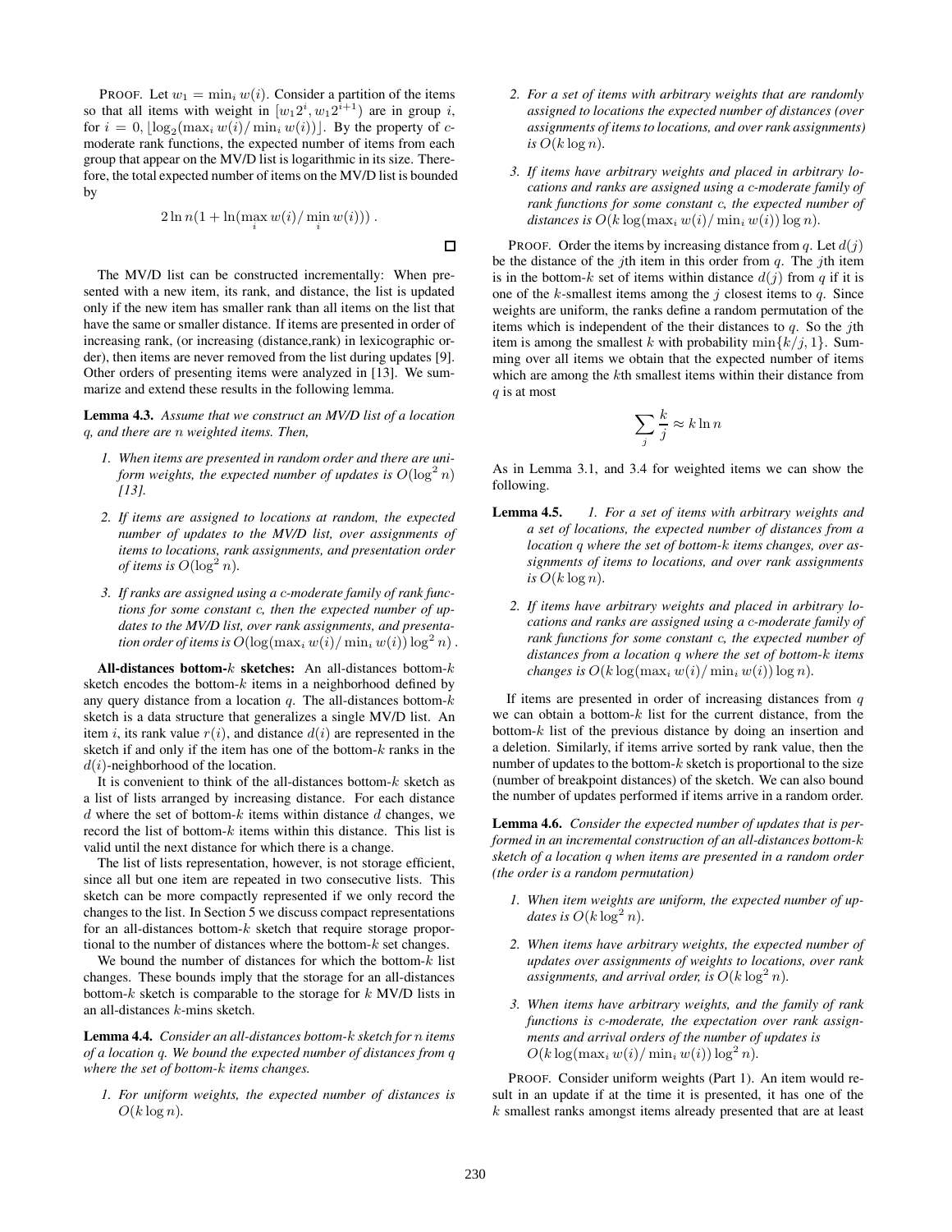PROOF. Let $w_1 = \min_i w(i)$. Consider a partition of the items so that all items with weight in $[w_1 2^i, w_1 2^{i+1})$ are in group $i$, for $i = 0, \lfloor \log_2(\max_i w(i)/\min_i w(i)) \rfloor$. By the property of $c$-moderate rank functions, the expected number of items from each group that appear on the MV/D list is logarithmic in its size. Therefore, the total expected number of items on the MV/D list is bounded by

$$2 \ln n (1 + \ln(\max_i w(i)/\min_i w(i))) .$$

□

The MV/D list can be constructed incrementally: When presented with a new item, its rank, and distance, the list is updated only if the new item has smaller rank than all items on the list that have the same or smaller distance. If items are presented in order of increasing rank, (or increasing (distance,rank) in lexicographic order), then items are never removed from the list during updates [9]. Other orders of presenting items were analyzed in [13]. We summarize and extend these results in the following lemma.

**Lemma 4.3.** *Assume that we construct an MV/D list of a location $q$, and there are $n$ weighted items. Then,*

1. *When items are presented in random order and there are uniform weights, the expected number of updates is $O(\log^2 n)$ [13].*
2. *If items are assigned to locations at random, the expected number of updates to the MV/D list, over assignments of items to locations, rank assignments, and presentation order of items is $O(\log^2 n)$.*
3. *If ranks are assigned using a $c$-moderate family of rank functions for some constant $c$, then the expected number of updates to the MV/D list, over rank assignments, and presentation order of items is $O(\log(\max_i w(i)/\min_i w(i)) \log^2 n)$.*

**All-distances bottom-$k$ sketches:** An all-distances bottom-$k$ sketch encodes the bottom-$k$ items in a neighborhood defined by any query distance from a location $q$. The all-distances bottom-$k$ sketch is a data structure that generalizes a single MV/D list. An item $i$, its rank value $r(i)$, and distance $d(i)$ are represented in the sketch if and only if the item has one of the bottom-$k$ ranks in the $d(i)$-neighborhood of the location.

It is convenient to think of the all-distances bottom-$k$ sketch as a list of lists arranged by increasing distance. For each distance $d$ where the set of bottom-$k$ items within distance $d$ changes, we record the list of bottom-$k$ items within this distance. This list is valid until the next distance for which there is a change.

The list of lists representation, however, is not storage efficient, since all but one item are repeated in two consecutive lists. This sketch can be more compactly represented if we only record the changes to the list. In Section 5 we discuss compact representations for an all-distances bottom-$k$ sketch that require storage proportional to the number of distances where the bottom-$k$ set changes.

We bound the number of distances for which the bottom-$k$ list changes. These bounds imply that the storage for an all-distances bottom-$k$ sketch is comparable to the storage for $k$ MV/D lists in an all-distances $k$-mins sketch.

**Lemma 4.4.** *Consider an all-distances bottom-$k$ sketch for $n$ items of a location $q$. We bound the expected number of distances from $q$ where the set of bottom-$k$ items changes.*

1. *For uniform weights, the expected number of distances is $O(k \log n)$.*
2. *For a set of items with arbitrary weights that are randomly assigned to locations the expected number of distances (over assignments of items to locations, and over rank assignments) is $O(k \log n)$.*
3. *If items have arbitrary weights and placed in arbitrary locations and ranks are assigned using a $c$-moderate family of rank functions for some constant $c$, the expected number of distances is $O(k \log(\max_i w(i)/\min_i w(i)) \log n)$.*

PROOF. Order the items by increasing distance from $q$. Let $d(j)$ be the distance of the $j$th item in this order from $q$. The $j$th item is in the bottom-$k$ set of items within distance $d(j)$ from $q$ if it is one of the $k$-smallest items among the $j$ closest items to $q$. Since weights are uniform, the ranks define a random permutation of the items which is independent of the their distances to $q$. So the $j$th item is among the smallest $k$ with probability $\min\{k/j, 1\}$. Summing over all items we obtain that the expected number of items which are among the $k$th smallest items within their distance from $q$ is at most

$$\sum_j \frac{k}{j} \approx k \ln n$$

As in Lemma 3.1, and 3.4 for weighted items we can show the following.

**Lemma 4.5.**

1. *For a set of items with arbitrary weights and a set of locations, the expected number of distances from a location $q$ where the set of bottom-$k$ items changes, over assignments of items to locations, and over rank assignments is $O(k \log n)$.*
2. *If items have arbitrary weights and placed in arbitrary locations and ranks are assigned using a $c$-moderate family of rank functions for some constant $c$, the expected number of distances from a location $q$ where the set of bottom-$k$ items changes is $O(k \log(\max_i w(i)/\min_i w(i)) \log n)$.*

If items are presented in order of increasing distances from $q$ we can obtain a bottom-$k$ list for the current distance, from the bottom-$k$ list of the previous distance by doing an insertion and a deletion. Similarly, if items arrive sorted by rank value, then the number of updates to the bottom-$k$ sketch is proportional to the size (number of breakpoint distances) of the sketch. We can also bound the number of updates performed if items arrive in a random order.

**Lemma 4.6.** *Consider the expected number of updates that is performed in an incremental construction of an all-distances bottom-$k$ sketch of a location $q$ when items are presented in a random order (the order is a random permutation)*

1. *When item weights are uniform, the expected number of updates is $O(k \log^2 n)$.*
2. *When items have arbitrary weights, the expected number of updates over assignments of weights to locations, over rank assignments, and arrival order, is $O(k \log^2 n)$.*
3. *When items have arbitrary weights, and the family of rank functions is $c$-moderate, the expectation over rank assignments and arrival orders of the number of updates is $O(k \log(\max_i w(i)/\min_i w(i)) \log^2 n)$.*

PROOF. Consider uniform weights (Part 1). An item would result in an update if at the time it is presented, it has one of the $k$ smallest ranks amongst items already presented that are at least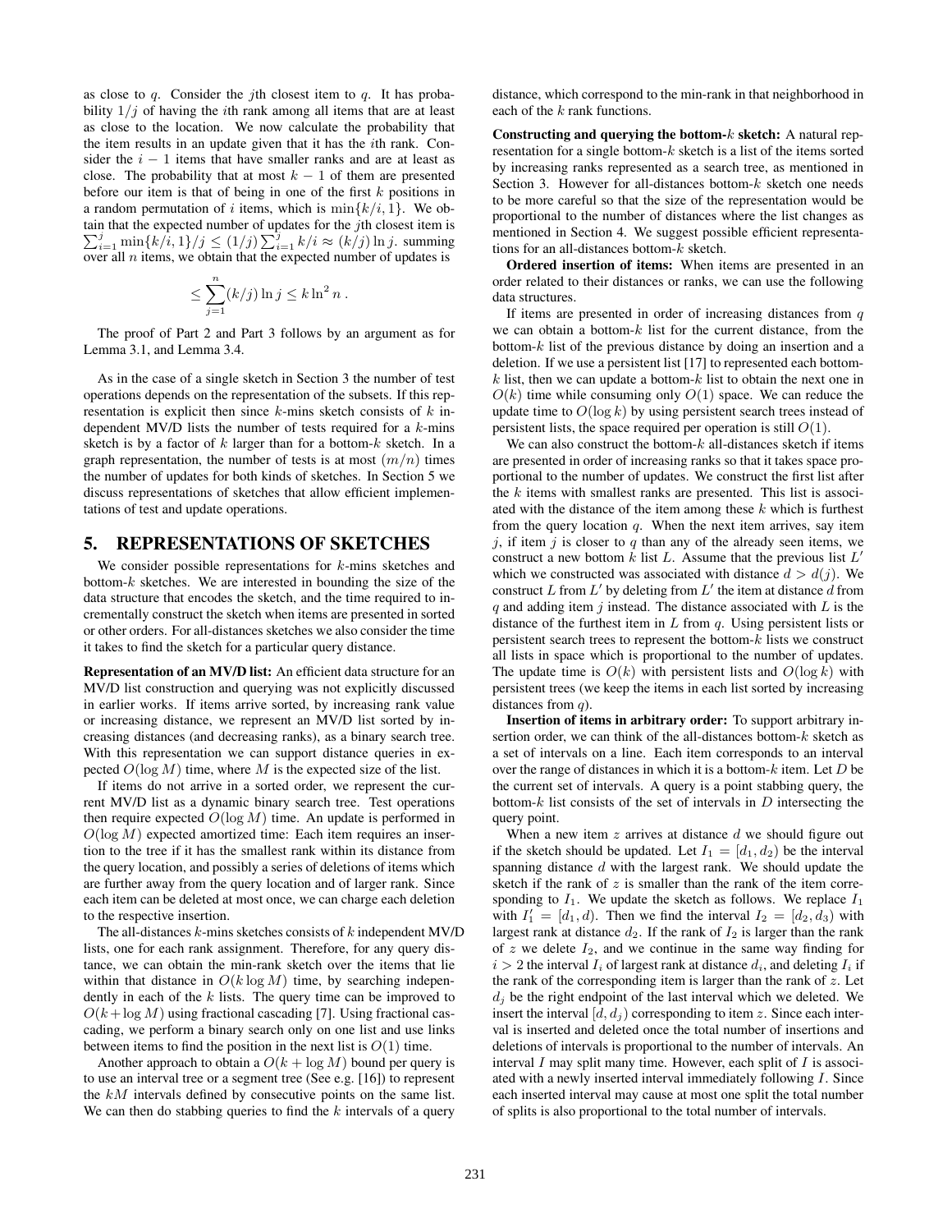as close to $q$. Consider the $j$th closest item to $q$. It has probability $1/j$ of having the $i$th rank among all items that are at least as close to the location. We now calculate the probability that the item results in an update given that it has the $i$th rank. Consider the $i-1$ items that have smaller ranks and are at least as close. The probability that at most $k-1$ of them are presented before our item is that of being in one of the first $k$ positions in a random permutation of $i$ items, which is $\min\{k/i, 1\}$. We obtain that the expected number of updates for the $j$th closest item is $\sum_{i=1}^{j} \min\{k/i, 1\}/j \le (1/j)\sum_{i=1}^{j} k/i \approx (k/j)\ln j$. summing over all $n$ items, we obtain that the expected number of updates is

$$\le \sum_{j=1}^{n} (k/j)\ln j \le k \ln^2 n\ .$$

The proof of Part 2 and Part 3 follows by an argument as for Lemma 3.1, and Lemma 3.4.

As in the case of a single sketch in Section 3 the number of test operations depends on the representation of the subsets. If this representation is explicit then since $k$-mins sketch consists of $k$ independent MV/D lists the number of tests required for a $k$-mins sketch is by a factor of $k$ larger than for a bottom-$k$ sketch. In a graph representation, the number of tests is at most $(m/n)$ times the number of updates for both kinds of sketches. In Section 5 we discuss representations of sketches that allow efficient implementations of test and update operations.

## 5. REPRESENTATIONS OF SKETCHES

We consider possible representations for $k$-mins sketches and bottom-$k$ sketches. We are interested in bounding the size of the data structure that encodes the sketch, and the time required to incrementally construct the sketch when items are presented in sorted or other orders. For all-distances sketches we also consider the time it takes to find the sketch for a particular query distance.

**Representation of an MV/D list:** An efficient data structure for an MV/D list construction and querying was not explicitly discussed in earlier works. If items arrive sorted, by increasing rank value or increasing distance, we represent an MV/D list sorted by increasing distances (and decreasing ranks), as a binary search tree. With this representation we can support distance queries in expected $O(\log M)$ time, where $M$ is the expected size of the list.

If items do not arrive in a sorted order, we represent the current MV/D list as a dynamic binary search tree. Test operations then require expected $O(\log M)$ time. An update is performed in $O(\log M)$ expected amortized time: Each item requires an insertion to the tree if it has the smallest rank within its distance from the query location, and possibly a series of deletions of items which are further away from the query location and of larger rank. Since each item can be deleted at most once, we can charge each deletion to the respective insertion.

The all-distances $k$-mins sketches consists of $k$ independent MV/D lists, one for each rank assignment. Therefore, for any query distance, we can obtain the min-rank sketch over the items that lie within that distance in $O(k \log M)$ time, by searching independently in each of the $k$ lists. The query time can be improved to $O(k + \log M)$ using fractional cascading [7]. Using fractional cascading, we perform a binary search only on one list and use links between items to find the position in the next list is $O(1)$ time.

Another approach to obtain a $O(k + \log M)$ bound per query is to use an interval tree or a segment tree (See e.g. [16]) to represent the $kM$ intervals defined by consecutive points on the same list. We can then do stabbing queries to find the $k$ intervals of a query distance, which correspond to the min-rank in that neighborhood in each of the $k$ rank functions.

**Constructing and querying the bottom-$k$ sketch:** A natural representation for a single bottom-$k$ sketch is a list of the items sorted by increasing ranks represented as a search tree, as mentioned in Section 3. However for all-distances bottom-$k$ sketch one needs to be more careful so that the size of the representation would be proportional to the number of distances where the list changes as mentioned in Section 4. We suggest possible efficient representations for an all-distances bottom-$k$ sketch.

**Ordered insertion of items:** When items are presented in an order related to their distances or ranks, we can use the following data structures.

If items are presented in order of increasing distances from $q$ we can obtain a bottom-$k$ list for the current distance, from the bottom-$k$ list of the previous distance by doing an insertion and a deletion. If we use a persistent list [17] to represented each bottom-$k$ list, then we can update a bottom-$k$ list to obtain the next one in $O(k)$ time while consuming only $O(1)$ space. We can reduce the update time to $O(\log k)$ by using persistent search trees instead of persistent lists, the space required per operation is still $O(1)$.

We can also construct the bottom-$k$ all-distances sketch if items are presented in order of increasing ranks so that it takes space proportional to the number of updates. We construct the first list after the $k$ items with smallest ranks are presented. This list is associated with the distance of the item among these $k$ which is furthest from the query location $q$. When the next item arrives, say item $j$, if item $j$ is closer to $q$ than any of the already seen items, we construct a new bottom $k$ list $L$. Assume that the previous list $L'$ which we constructed was associated with distance $d > d(j)$. We construct $L$ from $L'$ by deleting from $L'$ the item at distance $d$ from $q$ and adding item $j$ instead. The distance associated with $L$ is the distance of the furthest item in $L$ from $q$. Using persistent lists or persistent search trees to represent the bottom-$k$ lists we construct all lists in space which is proportional to the number of updates. The update time is $O(k)$ with persistent lists and $O(\log k)$ with persistent trees (we keep the items in each list sorted by increasing distances from $q$).

**Insertion of items in arbitrary order:** To support arbitrary insertion order, we can think of the all-distances bottom-$k$ sketch as a set of intervals on a line. Each item corresponds to an interval over the range of distances in which it is a bottom-$k$ item. Let $D$ be the current set of intervals. A query is a point stabbing query, the bottom-$k$ list consists of the set of intervals in $D$ intersecting the query point.

When a new item $z$ arrives at distance $d$ we should figure out if the sketch should be updated. Let $I_1 = [d_1, d_2)$ be the interval spanning distance $d$ with the largest rank. We should update the sketch if the rank of $z$ is smaller than the rank of the item corresponding to $I_1$. We update the sketch as follows. We replace $I_1$ with $I_1' = [d_1, d)$. Then we find the interval $I_2 = [d_2, d_3)$ with largest rank at distance $d_2$. If the rank of $I_2$ is larger than the rank of $z$ we delete $I_2$, and we continue in the same way finding for $i > 2$ the interval $I_i$ of largest rank at distance $d_i$, and deleting $I_i$ if the rank of the corresponding item is larger than the rank of $z$. Let $d_j$ be the right endpoint of the last interval which we deleted. We insert the interval $[d, d_j)$ corresponding to item $z$. Since each interval is inserted and deleted once the total number of insertions and deletions of intervals is proportional to the number of intervals. An interval $I$ may split many time. However, each split of $I$ is associated with a newly inserted interval immediately following $I$. Since each inserted interval may cause at most one split the total number of splits is also proportional to the total number of intervals.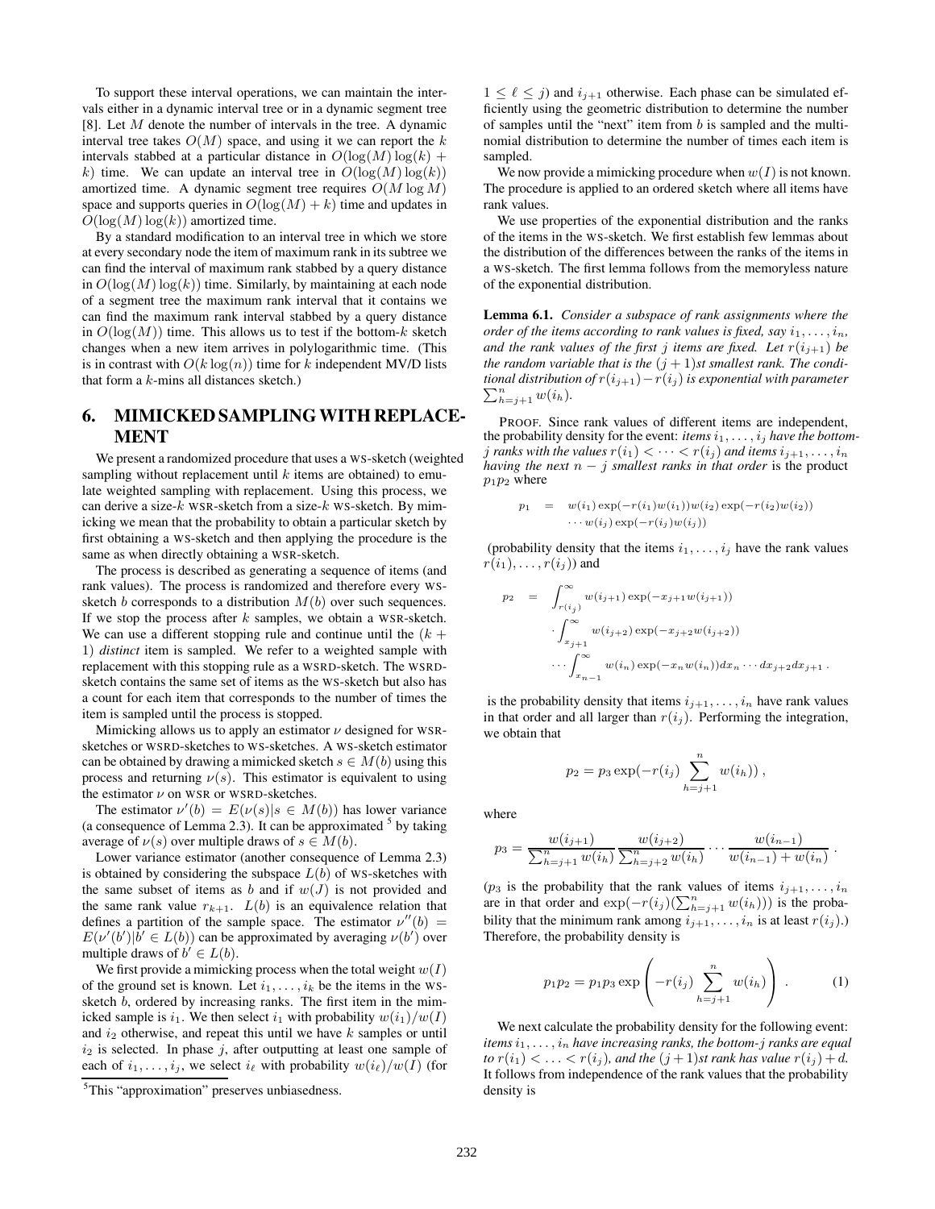To support these interval operations, we can maintain the intervals either in a dynamic interval tree or in a dynamic segment tree [8]. Let $M$ denote the number of intervals in the tree. A dynamic interval tree takes $O(M)$ space, and using it we can report the $k$ intervals stabbed at a particular distance in $O(\log(M)\log(k) + k)$ time. We can update an interval tree in $O(\log(M)\log(k))$ amortized time. A dynamic segment tree requires $O(M \log M)$ space and supports queries in $O(\log(M) + k)$ time and updates in $O(\log(M)\log(k))$ amortized time.

By a standard modification to an interval tree in which we store at every secondary node the item of maximum rank in its subtree we can find the interval of maximum rank stabbed by a query distance in $O(\log(M)\log(k))$ time. Similarly, by maintaining at each node of a segment tree the maximum rank interval that it contains we can find the maximum rank interval stabbed by a query distance in $O(\log(M))$ time. This allows us to test if the bottom-$k$ sketch changes when a new item arrives in polylogarithmic time. (This is in contrast with $O(k \log(n))$ time for $k$ independent MV/D lists that form a $k$-mins all distances sketch.)

## 6. MIMICKED SAMPLING WITH REPLACEMENT

We present a randomized procedure that uses a WS-sketch (weighted sampling without replacement until $k$ items are obtained) to emulate weighted sampling with replacement. Using this process, we can derive a size-$k$ WSR-sketch from a size-$k$ WS-sketch. By mimicking we mean that the probability to obtain a particular sketch by first obtaining a WS-sketch and then applying the procedure is the same as when directly obtaining a WSR-sketch.

The process is described as generating a sequence of items (and rank values). The process is randomized and therefore every WS-sketch $b$ corresponds to a distribution $M(b)$ over such sequences. If we stop the process after $k$ samples, we obtain a WSR-sketch. We can use a different stopping rule and continue until the $(k+1)$ *distinct* item is sampled. We refer to a weighted sample with replacement with this stopping rule as a WSRD-sketch. The WSRD-sketch contains the same set of items as the WS-sketch but also has a count for each item that corresponds to the number of times the item is sampled until the process is stopped.

Mimicking allows us to apply an estimator $\nu$ designed for WSR-sketches or WSRD-sketches to WS-sketches. A WS-sketch estimator can be obtained by drawing a mimicked sketch $s \in M(b)$ using this process and returning $\nu(s)$. This estimator is equivalent to using the estimator $\nu$ on WSR or WSRD-sketches.

The estimator $\nu'(b) = E(\nu(s)|s \in M(b))$ has lower variance (a consequence of Lemma 2.3). It can be approximated [5] by taking average of $\nu(s)$ over multiple draws of $s \in M(b)$.

Lower variance estimator (another consequence of Lemma 2.3) is obtained by considering the subspace $L(b)$ of WS-sketches with the same subset of items as $b$ and if $w(J)$ is not provided and the same rank value $r_{k+1}$. $L(b)$ is an equivalence relation that defines a partition of the sample space. The estimator $\nu''(b) = E(\nu'(b')|b' \in L(b))$ can be approximated by averaging $\nu(b')$ over multiple draws of $b' \in L(b)$.

We first provide a mimicking process when the total weight $w(I)$ of the ground set is known. Let $i_1, \ldots, i_k$ be the items in the WS-sketch $b$, ordered by increasing ranks. The first item in the mimicked sample is $i_1$. We then select $i_1$ with probability $w(i_1)/w(I)$ and $i_2$ otherwise, and repeat this until we have $k$ samples or until $i_2$ is selected. In phase $j$, after outputting at least one sample of each of $i_1, \ldots, i_j$, we select $i_\ell$ with probability $w(i_\ell)/w(I)$ (for $1 \le \ell \le j$) and $i_{j+1}$ otherwise. Each phase can be simulated efficiently using the geometric distribution to determine the number of samples until the "next" item from $b$ is sampled and the multinomial distribution to determine the number of times each item is sampled.

[5] This "approximation" preserves unbiasedness.

We now provide a mimicking procedure when $w(I)$ is not known. The procedure is applied to an ordered sketch where all items have rank values.

We use properties of the exponential distribution and the ranks of the items in the WS-sketch. We first establish few lemmas about the distribution of the differences between the ranks of the items in a WS-sketch. The first lemma follows from the memoryless nature of the exponential distribution.

**Lemma 6.1.** *Consider a subspace of rank assignments where the order of the items according to rank values is fixed, say $i_1, \ldots, i_n$, and the rank values of the first $j$ items are fixed. Let $r(i_{j+1})$ be the random variable that is the $(j+1)$st smallest rank. The conditional distribution of $r(i_{j+1}) - r(i_j)$ is exponential with parameter $\sum_{h=j+1}^{n} w(i_h)$.*

PROOF. Since rank values of different items are independent, the probability density for the event: *items $i_1, \ldots, i_j$ have the bottom-$j$ ranks with the values $r(i_1) < \cdots < r(i_j)$ and items $i_{j+1}, \ldots, i_n$ having the next $n-j$ smallest ranks in that order* is the product $p_1 p_2$ where

$$p_1 = w(i_1)\exp(-r(i_1)w(i_1))w(i_2)\exp(-r(i_2)w(i_2)) \cdots w(i_j)\exp(-r(i_j)w(i_j))$$

(probability density that the items $i_1, \ldots, i_j$ have the rank values $r(i_1), \ldots, r(i_j)$) and

$$p_2 = \int_{r(i_j)}^{\infty} w(i_{j+1})\exp(-x_{j+1}w(i_{j+1})) \cdot \int_{x_{j+1}}^{\infty} w(i_{j+2})\exp(-x_{j+2}w(i_{j+2})) \cdots \int_{x_{n-1}}^{\infty} w(i_n)\exp(-x_n w(i_n))dx_n \cdots dx_{j+2}dx_{j+1}\,.$$

is the probability density that items $i_{j+1}, \ldots, i_n$ have rank values in that order and all larger than $r(i_j)$. Performing the integration, we obtain that

$$p_2 = p_3 \exp(-r(i_j)\sum_{h=j+1}^{n} w(i_h))\,,$$

where

$$p_3 = \frac{w(i_{j+1})}{\sum_{h=j+1}^{n} w(i_h)} \frac{w(i_{j+2})}{\sum_{h=j+2}^{n} w(i_h)} \cdots \frac{w(i_{n-1})}{w(i_{n-1}) + w(i_n)}\,.$$

($p_3$ is the probability that the rank values of items $i_{j+1}, \ldots, i_n$ are in that order and $\exp(-r(i_j)(\sum_{h=j+1}^{n} w(i_h)))$ is the probability that the minimum rank among $i_{j+1}, \ldots, i_n$ is at least $r(i_j)$.) Therefore, the probability density is

$$p_1 p_2 = p_1 p_3 \exp\left(-r(i_j)\sum_{h=j+1}^{n} w(i_h)\right)\,. \tag{1}$$

We next calculate the probability density for the following event: *items $i_1, \ldots, i_n$ have increasing ranks, the bottom-$j$ ranks are equal to $r(i_1) < \ldots < r(i_j)$, and the $(j+1)$st rank has value $r(i_j) + d$.* It follows from independence of the rank values that the probability density is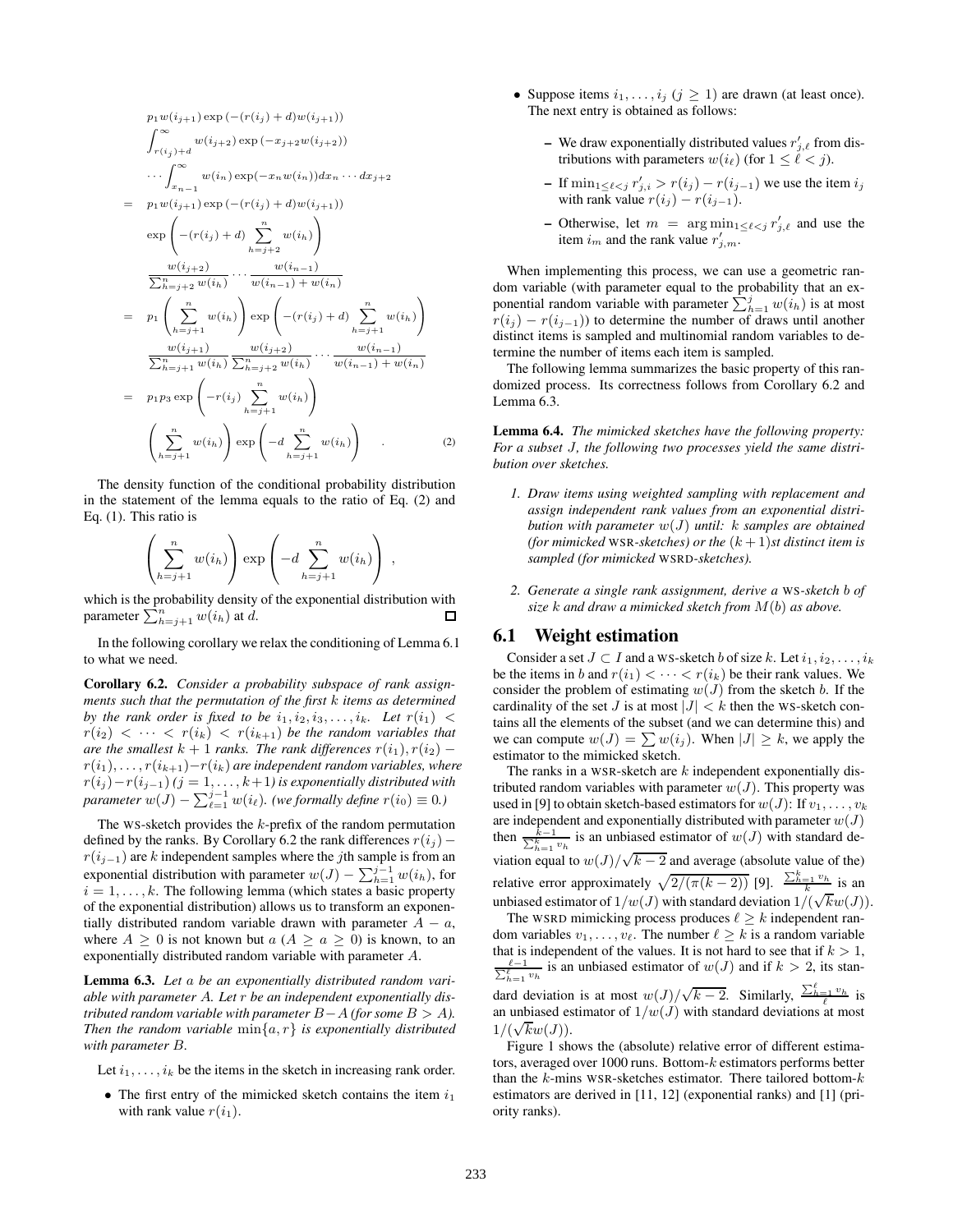$$
\begin{aligned}
& p_1 w(i_{j+1}) \exp\left(-(r(i_j)+d) w(i_{j+1})\right) \\
& \int_{r(i_j)+d}^{\infty} w(i_{j+2}) \exp\left(-x_{j+2} w(i_{j+2})\right) \\
& \cdots \int_{x_{n-1}}^{\infty} w(i_n) \exp(-x_n w(i_n)) dx_n \cdots dx_{j+2} \\
= \; & p_1 w(i_{j+1}) \exp\left(-(r(i_j)+d) w(i_{j+1})\right) \\
& \exp\left(-(r(i_j)+d) \sum_{h=j+2}^{n} w(i_h)\right) \\
& \frac{w(i_{j+2})}{\sum_{h=j+2}^{n} w(i_h)} \cdots \frac{w(i_{n-1})}{w(i_{n-1})+w(i_n)} \\
= \; & p_1 \left(\sum_{h=j+1}^{n} w(i_h)\right) \exp\left(-(r(i_j)+d) \sum_{h=j+1}^{n} w(i_h)\right) \\
& \frac{w(i_{j+1})}{\sum_{h=j+1}^{n} w(i_h)} \frac{w(i_{j+2})}{\sum_{h=j+2}^{n} w(i_h)} \cdots \frac{w(i_{n-1})}{w(i_{n-1})+w(i_n)} \\
= \; & p_1 p_3 \exp\left(-r(i_j) \sum_{h=j+1}^{n} w(i_h)\right) \\
& \left(\sum_{h=j+1}^{n} w(i_h)\right) \exp\left(-d \sum_{h=j+1}^{n} w(i_h)\right) \quad . \qquad (2)
\end{aligned}
$$

The density function of the conditional probability distribution in the statement of the lemma equals to the ratio of Eq. (2) and Eq. (1). This ratio is

$$
\left(\sum_{h=j+1}^{n} w(i_h)\right) \exp\left(-d \sum_{h=j+1}^{n} w(i_h)\right) ,
$$

which is the probability density of the exponential distribution with parameter $\sum_{h=j+1}^{n} w(i_h)$ at $d$. □

In the following corollary we relax the conditioning of Lemma 6.1 to what we need.

**Corollary 6.2.** *Consider a probability subspace of rank assignments such that the permutation of the first $k$ items as determined by the rank order is fixed to be $i_1, i_2, i_3, \ldots, i_k$. Let $r(i_1) < r(i_2) < \cdots < r(i_k) < r(i_{k+1})$ be the random variables that are the smallest $k+1$ ranks. The rank differences $r(i_1), r(i_2) - r(i_1), \ldots, r(i_{k+1}) - r(i_k)$ are independent random variables, where $r(i_j) - r(i_{j-1})$ ($j = 1, \ldots, k+1$) is exponentially distributed with parameter $w(J) - \sum_{\ell=1}^{j-1} w(i_\ell)$. (we formally define $r(i_0) \equiv 0$.)*

The WS-sketch provides the $k$-prefix of the random permutation defined by the ranks. By Corollary 6.2 the rank differences $r(i_j) - r(i_{j-1})$ are $k$ independent samples where the $j$th sample is from an exponential distribution with parameter $w(J) - \sum_{h=1}^{j-1} w(i_h)$, for $i = 1, \ldots, k$. The following lemma (which states a basic property of the exponential distribution) allows us to transform an exponentially distributed random variable drawn with parameter $A - a$, where $A \geq 0$ is not known but $a$ ($A \geq a \geq 0$) is known, to an exponentially distributed random variable with parameter $A$.

**Lemma 6.3.** *Let $a$ be an exponentially distributed random variable with parameter $A$. Let $r$ be an independent exponentially distributed random variable with parameter $B - A$ (for some $B > A$). Then the random variable $\min\{a, r\}$ is exponentially distributed with parameter $B$.*

Let $i_1, \ldots, i_k$ be the items in the sketch in increasing rank order.

- The first entry of the mimicked sketch contains the item $i_1$ with rank value $r(i_1)$.
- Suppose items $i_1, \ldots, i_j$ ($j \geq 1$) are drawn (at least once). The next entry is obtained as follows:
  - We draw exponentially distributed values $r'_{j,\ell}$ from distributions with parameters $w(i_\ell)$ (for $1 \leq \ell < j$).
  - If $\min_{1 \leq \ell < j} r'_{j,i} > r(i_j) - r(i_{j-1})$ we use the item $i_j$ with rank value $r(i_j) - r(i_{j-1})$.
  - Otherwise, let $m = \arg\min_{1 \leq \ell < j} r'_{j,\ell}$ and use the item $i_m$ and the rank value $r'_{j,m}$.

When implementing this process, we can use a geometric random variable (with parameter equal to the probability that an exponential random variable with parameter $\sum_{h=1}^{j} w(i_h)$ is at most $r(i_j) - r(i_{j-1})$) to determine the number of draws until another distinct items is sampled and multinomial random variables to determine the number of items each item is sampled.

The following lemma summarizes the basic property of this randomized process. Its correctness follows from Corollary 6.2 and Lemma 6.3.

**Lemma 6.4.** *The mimicked sketches have the following property: For a subset $J$, the following two processes yield the same distribution over sketches.*

1. *Draw items using weighted sampling with replacement and assign independent rank values from an exponential distribution with parameter $w(J)$ until: $k$ samples are obtained (for mimicked WSR-sketches) or the $(k+1)$st distinct item is sampled (for mimicked WSRD-sketches).*
2. *Generate a single rank assignment, derive a WS-sketch $b$ of size $k$ and draw a mimicked sketch from $M(b)$ as above.*

## 6.1 Weight estimation

Consider a set $J \subset I$ and a WS-sketch $b$ of size $k$. Let $i_1, i_2, \ldots, i_k$ be the items in $b$ and $r(i_1) < \cdots < r(i_k)$ be their rank values. We consider the problem of estimating $w(J)$ from the sketch $b$. If the cardinality of the set $J$ is at most $|J| < k$ then the WS-sketch contains all the elements of the subset (and we can determine this) and we can compute $w(J) = \sum w(i_j)$. When $|J| \geq k$, we apply the estimator to the mimicked sketch.

The ranks in a WSR-sketch are $k$ independent exponentially distributed random variables with parameter $w(J)$. This property was used in [9] to obtain sketch-based estimators for $w(J)$: If $v_1, \ldots, v_k$ are independent and exponentially distributed with parameter $w(J)$ then $\frac{k-1}{\sum_{h=1}^{k} v_h}$ is an unbiased estimator of $w(J)$ with standard deviation equal to $w(J)/\sqrt{k-2}$ and average (absolute value of the) relative error approximately $\sqrt{2/(\pi(k-2))}$ [9]. $\frac{\sum_{h=1}^{k} v_h}{k}$ is an unbiased estimator of $1/w(J)$ with standard deviation $1/(\sqrt{k}w(J))$.

The WSRD mimicking process produces $\ell \geq k$ independent random variables $v_1, \ldots, v_\ell$. The number $\ell \geq k$ is a random variable that is independent of the values. It is not hard to see that if $k > 1$, $\frac{\ell-1}{\sum_{h=1}^{\ell} v_h}$ is an unbiased estimator of $w(J)$ and if $k > 2$, its standard deviation is at most $w(J)/\sqrt{k-2}$. Similarly, $\frac{\sum_{h=1}^{\ell} v_h}{\ell}$ is an unbiased estimator of $1/w(J)$ with standard deviations at most $1/(\sqrt{k}w(J))$.

Figure 1 shows the (absolute) relative error of different estimators, averaged over 1000 runs. Bottom-$k$ estimators performs better than the $k$-mins WSR-sketches estimator. There tailored bottom-$k$ estimators are derived in [11, 12] (exponential ranks) and [1] (priority ranks).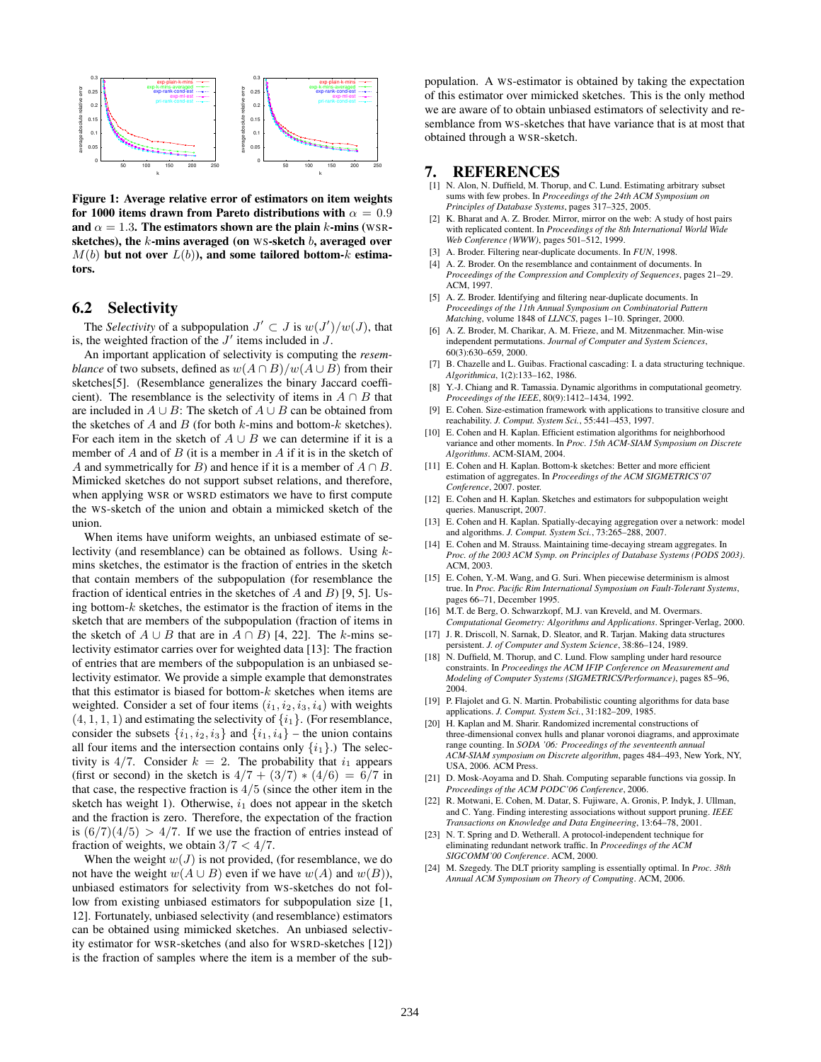exp-plain-k-mins
exp-k-mins-averaged
exp-rank-cond-est
exp-ml-est
pr-rank-cond-est

average absolute relative error

0.3
0.25
0.2
0.15
0.1
0.05
0

50 100 150 200 250

k

exp-plain-k-mins
exp-k-mins-averaged
exp-rank-cond-est
exp-ml-est
pr-rank-cond-est

average absolute relative error

0.3
0.25
0.2
0.15
0.1
0.05
0

50 100 150 200 250

k

**Figure 1: Average relative error of estimators on item weights for 1000 items drawn from Pareto distributions with $\alpha = 0.9$ and $\alpha = 1.3$. The estimators shown are the plain $k$-mins (WSR-sketches), the $k$-mins averaged (on WS-sketch $b$, averaged over $M(b)$ but not over $L(b)$), and some tailored bottom-$k$ estimators.**

## 6.2 Selectivity

The *Selectivity* of a subpopulation $J' \subset J$ is $w(J')/w(J)$, that is, the weighted fraction of the $J'$ items included in $J$.

An important application of selectivity is computing the *resemblance* of two subsets, defined as $w(A \cap B)/w(A \cup B)$ from their sketches[5]. (Resemblance generalizes the binary Jaccard coefficient). The resemblance is the selectivity of items in $A \cap B$ that are included in $A \cup B$: The sketch of $A \cup B$ can be obtained from the sketches of $A$ and $B$ (for both $k$-mins and bottom-$k$ sketches). For each item in the sketch of $A \cup B$ we can determine if it is a member of $A$ and of $B$ (it is a member in $A$ if it is in the sketch of $A$ and symmetrically for $B$) and hence if it is a member of $A \cap B$. Mimicked sketches do not support subset relations, and therefore, when applying WSR or WSRD estimators we have to first compute the WS-sketch of the union and obtain a mimicked sketch of the union.

When items have uniform weights, an unbiased estimate of selectivity (and resemblance) can be obtained as follows. Using $k$-mins sketches, the estimator is the fraction of entries in the sketch that contain members of the subpopulation (for resemblance the fraction of identical entries in the sketches of $A$ and $B$) [9, 5]. Using bottom-$k$ sketches, the estimator is the fraction of items in the sketch that are members of the subpopulation (fraction of items in the sketch of $A \cup B$ that are in $A \cap B$) [4, 22]. The $k$-mins selectivity estimator carries over for weighted data [13]: The fraction of entries that are members of the subpopulation is an unbiased selectivity estimator. We provide a simple example that demonstrates that this estimator is biased for bottom-$k$ sketches when items are weighted. Consider a set of four items $(i_1, i_2, i_3, i_4)$ with weights $(4, 1, 1, 1)$ and estimating the selectivity of $\{i_1\}$. (For resemblance, consider the subsets $\{i_1, i_2, i_3\}$ and $\{i_1, i_4\}$ – the union contains all four items and the intersection contains only $\{i_1\}$.) The selectivity is $4/7$. Consider $k = 2$. The probability that $i_1$ appears (first or second) in the sketch is $4/7 + (3/7) * (4/6) = 6/7$ in that case, the respective fraction is $4/5$ (since the other item in the sketch has weight 1). Otherwise, $i_1$ does not appear in the sketch and the fraction is zero. Therefore, the expectation of the fraction is $(6/7)(4/5) > 4/7$. If we use the fraction of entries instead of fraction of weights, we obtain $3/7 < 4/7$.

When the weight $w(J)$ is not provided, (for resemblance, we do not have the weight $w(A \cup B)$ even if we have $w(A)$ and $w(B)$), unbiased estimators for selectivity from WS-sketches do not follow from existing unbiased estimators for subpopulation size [1, 12]. Fortunately, unbiased selectivity (and resemblance) estimators can be obtained using mimicked sketches. An unbiased selectivity estimator for WSR-sketches (and also for WSRD-sketches [12]) is the fraction of samples where the item is a member of the subpopulation. A WS-estimator is obtained by taking the expectation of this estimator over mimicked sketches. This is the only method we are aware of to obtain unbiased estimators of selectivity and resemblance from WS-sketches that have variance that is at most that obtained through a WSR-sketch.

## 7. REFERENCES

[1] N. Alon, N. Duffield, M. Thorup, and C. Lund. Estimating arbitrary subset sums with few probes. In *Proceedings of the 24th ACM Symposium on Principles of Database Systems*, pages 317–325, 2005.

[2] K. Bharat and A. Z. Broder. Mirror, mirror on the web: A study of host pairs with replicated content. In *Proceedings of the 8th International World Wide Web Conference (WWW)*, pages 501–512, 1999.

[3] A. Broder. Filtering near-duplicate documents. In *FUN*, 1998.

[4] A. Z. Broder. On the resemblance and containment of documents. In *Proceedings of the Compression and Complexity of Sequences*, pages 21–29. ACM, 1997.

[5] A. Z. Broder. Identifying and filtering near-duplicate documents. In *Proceedings of the 11th Annual Symposium on Combinatorial Pattern Matching*, volume 1848 of *LLNCS*, pages 1–10. Springer, 2000.

[6] A. Z. Broder, M. Charikar, A. M. Frieze, and M. Mitzenmacher. Min-wise independent permutations. *Journal of Computer and System Sciences*, 60(3):630–659, 2000.

[7] B. Chazelle and L. Guibas. Fractional cascading: I. a data structuring technique. *Algorithmica*, 1(2):133–162, 1986.

[8] Y.-J. Chiang and R. Tamassia. Dynamic algorithms in computational geometry. *Proceedings of the IEEE*, 80(9):1412–1434, 1992.

[9] E. Cohen. Size-estimation framework with applications to transitive closure and reachability. *J. Comput. System Sci.*, 55:441–453, 1997.

[10] E. Cohen and H. Kaplan. Efficient estimation algorithms for neighborhood variance and other moments. In *Proc. 15th ACM-SIAM Symposium on Discrete Algorithms*. ACM-SIAM, 2004.

[11] E. Cohen and H. Kaplan. Bottom-k sketches: Better and more efficient estimation of aggregates. In *Proceedings of the ACM SIGMETRICS'07 Conference*, 2007. poster.

[12] E. Cohen and H. Kaplan. Sketches and estimators for subpopulation weight queries. Manuscript, 2007.

[13] E. Cohen and H. Kaplan. Spatially-decaying aggregation over a network: model and algorithms. *J. Comput. System Sci.*, 73:265–288, 2007.

[14] E. Cohen and M. Strauss. Maintaining time-decaying stream aggregates. In *Proc. of the 2003 ACM Symp. on Principles of Database Systems (PODS 2003)*. ACM, 2003.

[15] E. Cohen, Y.-M. Wang, and G. Suri. When piecewise determinism is almost true. In *Proc. Pacific Rim International Symposium on Fault-Tolerant Systems*, pages 66–71, December 1995.

[16] M.T. de Berg, O. Schwarzkopf, M.J. van Kreveld, and M. Overmars. *Computational Geometry: Algorithms and Applications*. Springer-Verlag, 2000.

[17] J. R. Driscoll, N. Sarnak, D. Sleator, and R. Tarjan. Making data structures persistent. *J. of Computer and System Science*, 38:86–124, 1989.

[18] N. Duffield, M. Thorup, and C. Lund. Flow sampling under hard resource constraints. In *Proceedings the ACM IFIP Conference on Measurement and Modeling of Computer Systems (SIGMETRICS/Performance)*, pages 85–96, 2004.

[19] P. Flajolet and G. N. Martin. Probabilistic counting algorithms for data base applications. *J. Comput. System Sci.*, 31:182–209, 1985.

[20] H. Kaplan and M. Sharir. Randomized incremental constructions of three-dimensional convex hulls and planar voronoi diagrams, and approximate range counting. In *SODA '06: Proceedings of the seventeenth annual ACM-SIAM symposium on Discrete algorithm*, pages 484–493, New York, NY, USA, 2006. ACM Press.

[21] D. Mosk-Aoyama and D. Shah. Computing separable functions via gossip. In *Proceedings of the ACM PODC'06 Conference*, 2006.

[22] R. Motwani, E. Cohen, M. Datar, S. Fujiware, A. Gronis, P. Indyk, J. Ullman, and C. Yang. Finding interesting associations without support pruning. *IEEE Transactions on Knowledge and Data Engineering*, 13:64–78, 2001.

[23] N. T. Spring and D. Wetherall. A protocol-independent technique for eliminating redundant network traffic. In *Proceedings of the ACM SIGCOMM'00 Conference*. ACM, 2000.

[24] M. Szegedy. The DLT priority sampling is essentially optimal. In *Proc. 38th Annual ACM Symposium on Theory of Computing*. ACM, 2006.